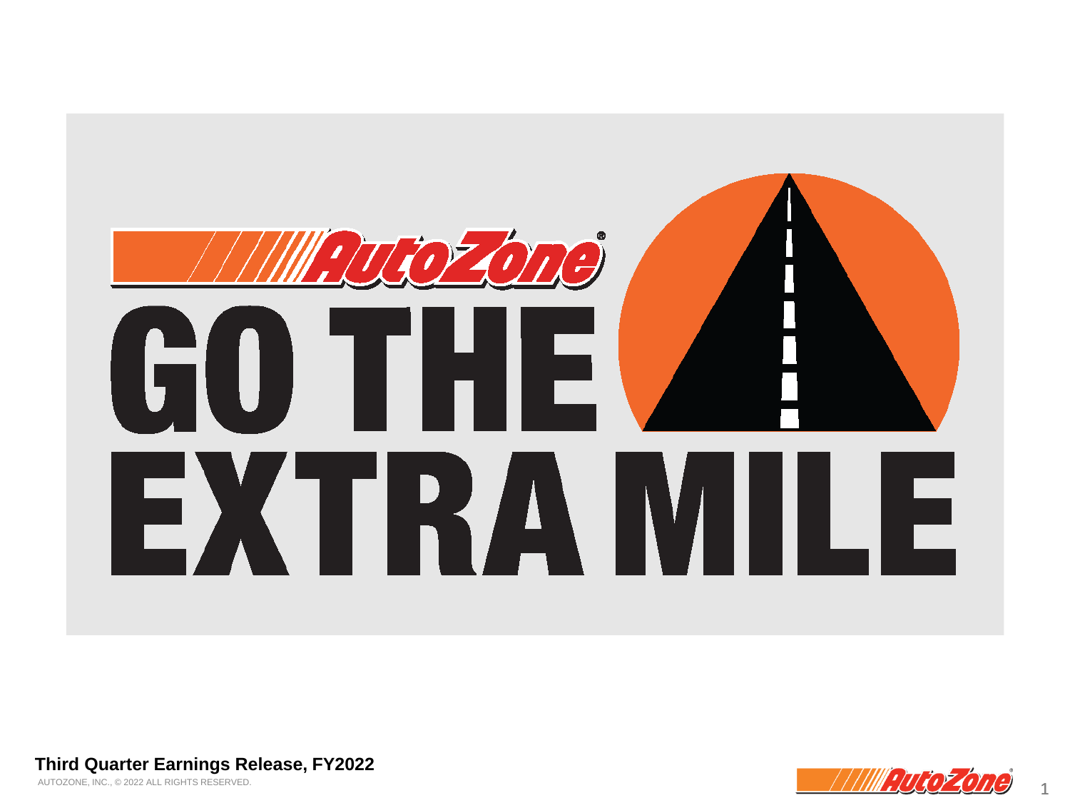# AutoZone

# GO THE EXTRA MILE

**Third Quarter Earnings Release, FY2022**

AUTOZONE, INC., © 2022 ALL RIGHTS RESERVED.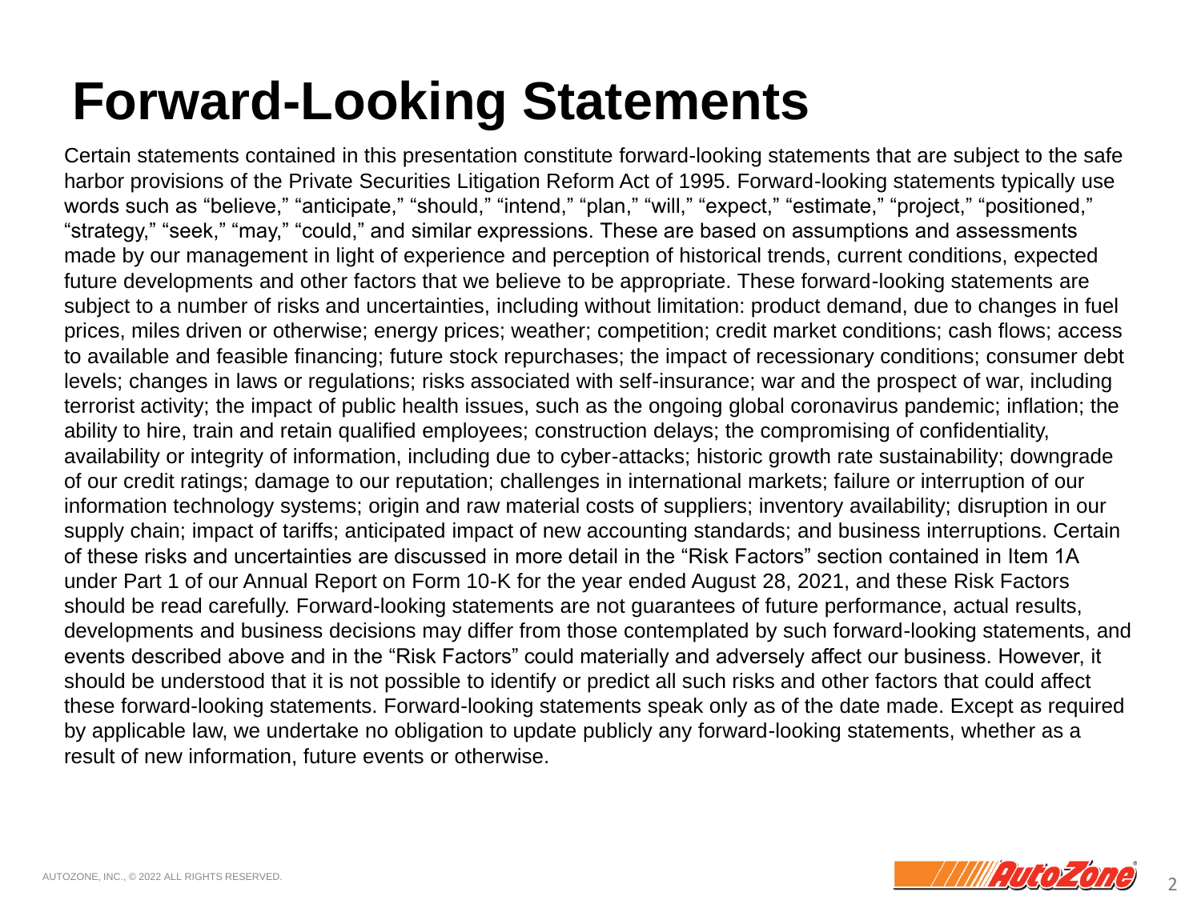# Forward-Looking Statements

Certain statements contained in this presentation constitute forward-looking statements that are subject to the safe harbor provisions of the Private Securities Litigation Reform Act of 1995. Forward-looking statements typically use words such as "believe," "anticipate," "should," "intend," "plan," "will," "expect," "estimate," "project," "positioned," "strategy," "seek," "may," "could," and similar expressions. These are based on assumptions and assessments made by our management in light of experience and perception of historical trends, current conditions, expected future developments and other factors that we believe to be appropriate. These forward-looking statements are subject to a number of risks and uncertainties, including without limitation: product demand, due to changes in fuel prices, miles driven or otherwise; energy prices; weather; competition; credit market conditions; cash flows; access to available and feasible financing; future stock repurchases; the impact of recessionary conditions; consumer debt levels; changes in laws or regulations; risks associated with self-insurance; war and the prospect of war, including terrorist activity; the impact of public health issues, such as the ongoing global coronavirus pandemic; inflation; the ability to hire, train and retain qualified employees; construction delays; the compromising of confidentiality, availability or integrity of information, including due to cyber-attacks; historic growth rate sustainability; downgrade of our credit ratings; damage to our reputation; challenges in international markets; failure or interruption of our information technology systems; origin and raw material costs of suppliers; inventory availability; disruption in our supply chain; impact of tariffs; anticipated impact of new accounting standards; and business interruptions. Certain of these risks and uncertainties are discussed in more detail in the "Risk Factors" section contained in Item 1A under Part 1 of our Annual Report on Form 10-K for the year ended August 28, 2021, and these Risk Factors should be read carefully. Forward-looking statements are not guarantees of future performance, actual results, developments and business decisions may differ from those contemplated by such forward-looking statements, and events described above and in the "Risk Factors" could materially and adversely affect our business. However, it should be understood that it is not possible to identify or predict all such risks and other factors that could affect these forward-looking statements. Forward-looking statements speak only as of the date made. Except as required by applicable law, we undertake no obligation to update publicly any forward-looking statements, whether as a result of new information, future events or otherwise.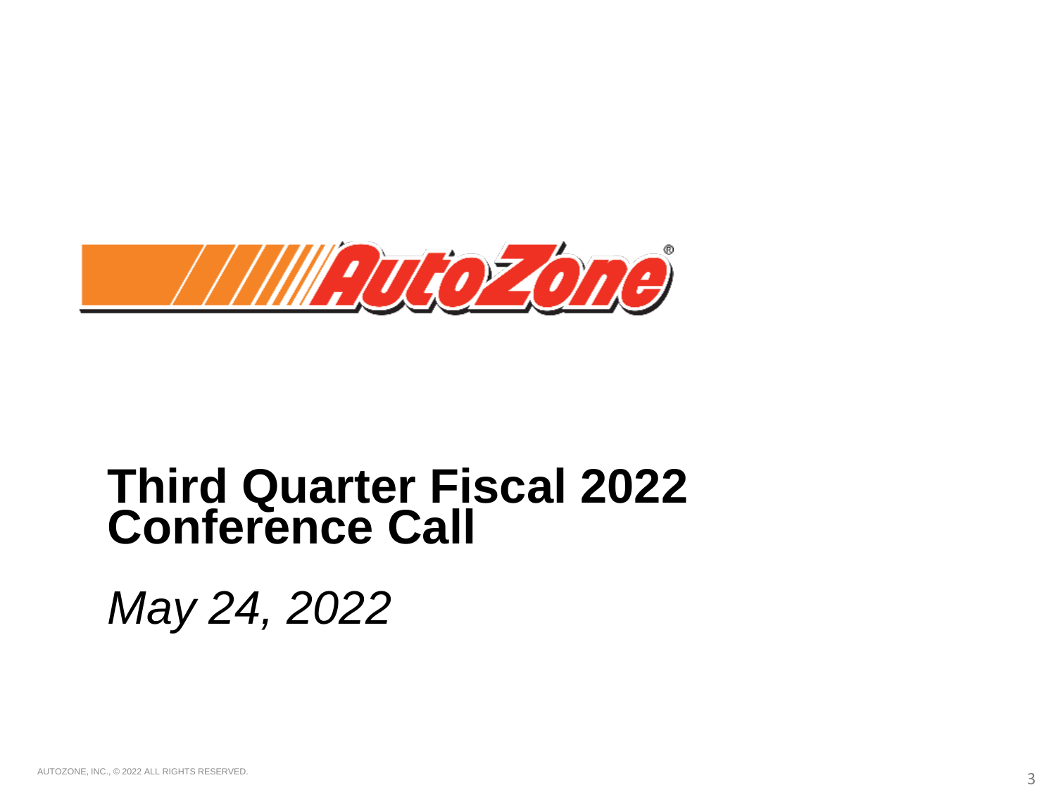# Third Quarter Fiscal 2022 Conference Call

*May 24, 2022*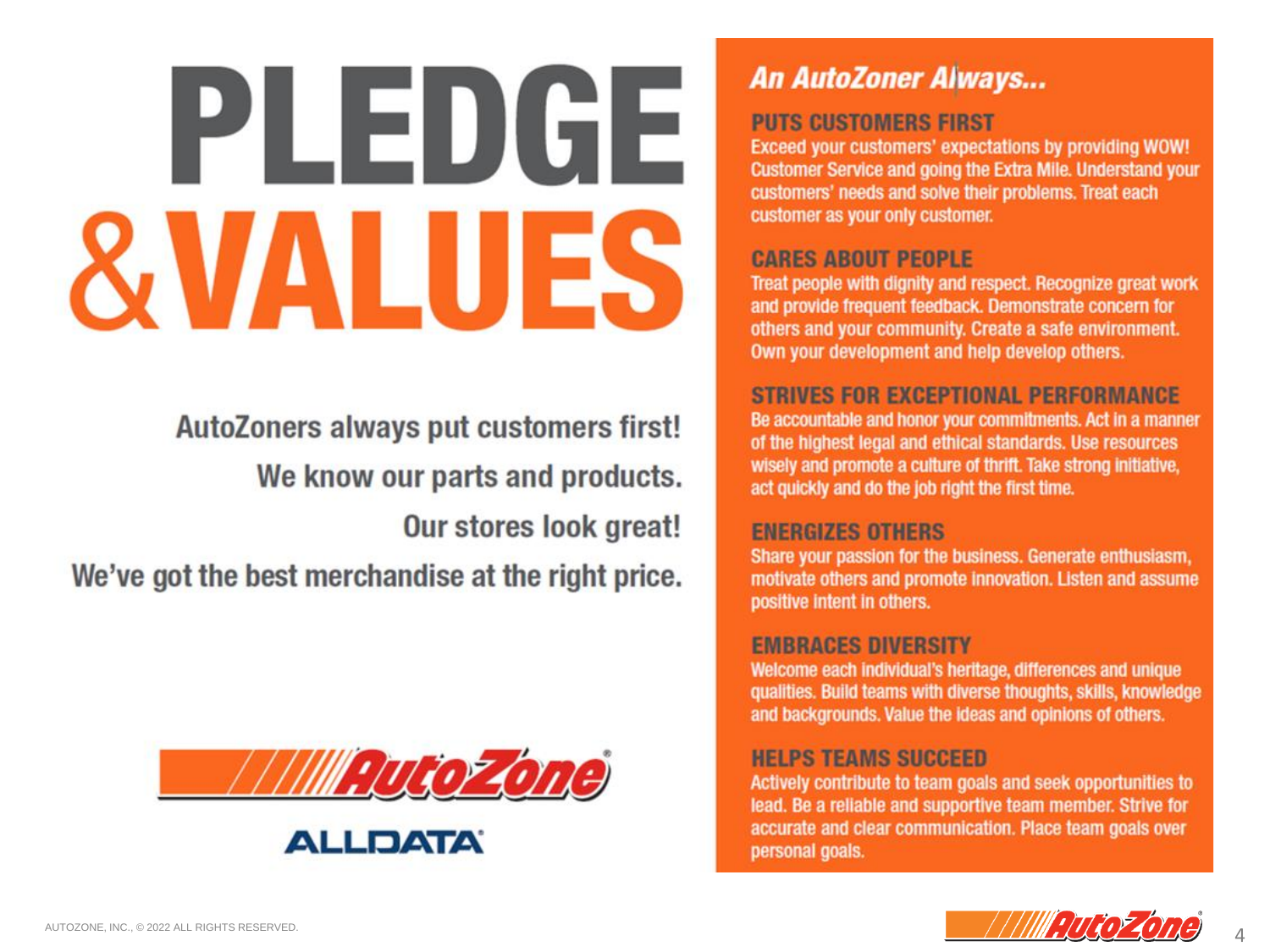# PLEDGE & VALUES

AutoZoners always put customers first!

We know our parts and products.

Our stores look great!

We've got the best merchandise at the right price.

AutoZone

ALLDATA

## An AutoZoner Always...

### PUTS CUSTOMERS FIRST

Exceed your customers' expectations by providing WOW! Customer Service and going the Extra Mile. Understand your customers' needs and solve their problems. Treat each customer as your only customer.

### CARES ABOUT PEOPLE

Treat people with dignity and respect. Recognize great work and provide frequent feedback. Demonstrate concern for others and your community. Create a safe environment. Own your development and help develop others.

### STRIVES FOR EXCEPTIONAL PERFORMANCE

Be accountable and honor your commitments. Act in a manner of the highest legal and ethical standards. Use resources wisely and promote a culture of thrift. Take strong initiative, act quickly and do the job right the first time.

### ENERGIZES OTHERS

Share your passion for the business. Generate enthusiasm, motivate others and promote innovation. Listen and assume positive intent in others.

### EMBRACES DIVERSITY

Welcome each individual's heritage, differences and unique qualities. Build teams with diverse thoughts, skills, knowledge and backgrounds. Value the ideas and opinions of others.

### HELPS TEAMS SUCCEED

Actively contribute to team goals and seek opportunities to lead. Be a reliable and supportive team member. Strive for accurate and clear communication. Place team goals over personal goals.

AUTOZONE, INC., © 2022 ALL RIGHTS RESERVED.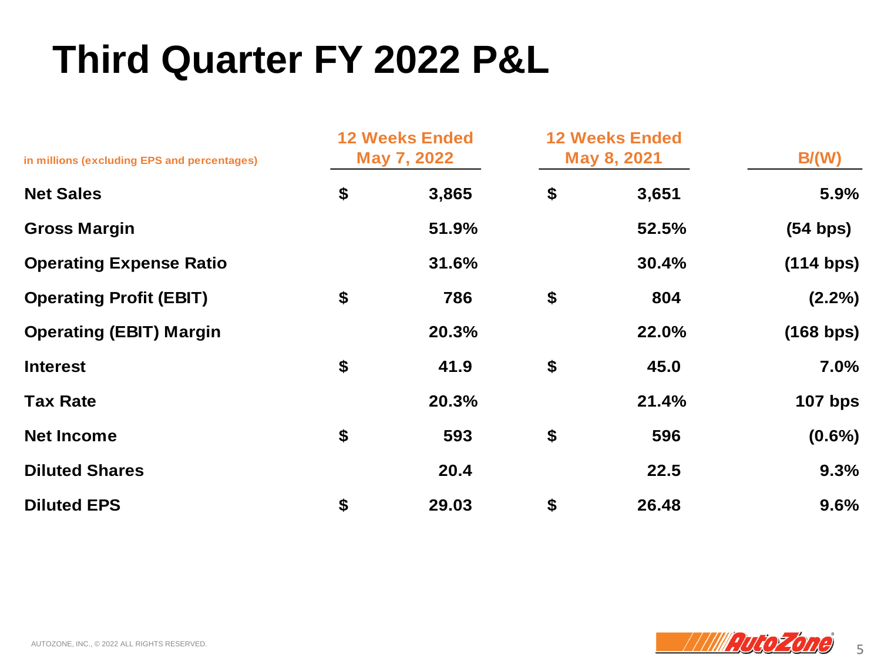# Third Quarter FY 2022 P&L

| in millions (excluding EPS and percentages) | 12 Weeks Ended May 7, 2022 | 12 Weeks Ended May 8, 2021 | B/(W) |
|---|---|---|---|
| **Net Sales** | **$ 3,865** | **$ 3,651** | **5.9%** |
| **Gross Margin** | **51.9%** | **52.5%** | **(54 bps)** |
| **Operating Expense Ratio** | **31.6%** | **30.4%** | **(114 bps)** |
| **Operating Profit (EBIT)** | **$ 786** | **$ 804** | **(2.2%)** |
| **Operating (EBIT) Margin** | **20.3%** | **22.0%** | **(168 bps)** |
| **Interest** | **$ 41.9** | **$ 45.0** | **7.0%** |
| **Tax Rate** | **20.3%** | **21.4%** | **107 bps** |
| **Net Income** | **$ 593** | **$ 596** | **(0.6%)** |
| **Diluted Shares** | **20.4** | **22.5** | **9.3%** |
| **Diluted EPS** | **$ 29.03** | **$ 26.48** | **9.6%** |

AUTOZONE, INC., © 2022 ALL RIGHTS RESERVED.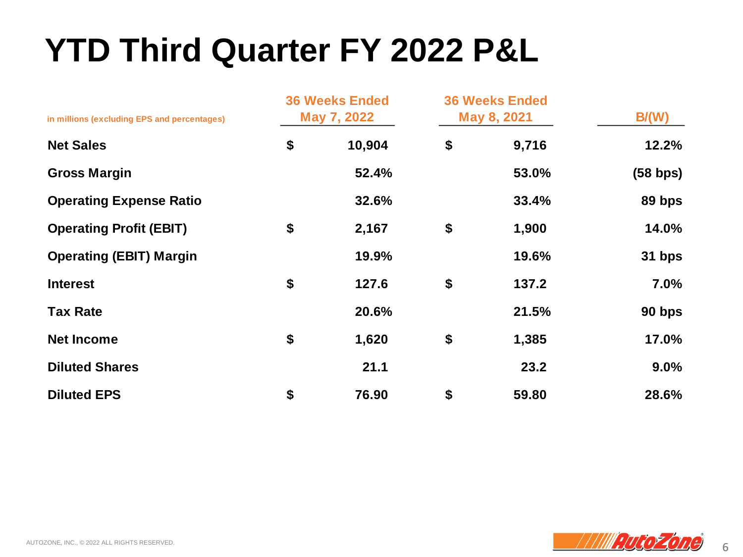# YTD Third Quarter FY 2022 P&L

| in millions (excluding EPS and percentages) | 36 Weeks Ended May 7, 2022 | 36 Weeks Ended May 8, 2021 | B/(W) |
|---|---|---|---|
| **Net Sales** | **$ 10,904** | **$ 9,716** | **12.2%** |
| **Gross Margin** | **52.4%** | **53.0%** | **(58 bps)** |
| **Operating Expense Ratio** | **32.6%** | **33.4%** | **89 bps** |
| **Operating Profit (EBIT)** | **$ 2,167** | **$ 1,900** | **14.0%** |
| **Operating (EBIT) Margin** | **19.9%** | **19.6%** | **31 bps** |
| **Interest** | **$ 127.6** | **$ 137.2** | **7.0%** |
| **Tax Rate** | **20.6%** | **21.5%** | **90 bps** |
| **Net Income** | **$ 1,620** | **$ 1,385** | **17.0%** |
| **Diluted Shares** | **21.1** | **23.2** | **9.0%** |
| **Diluted EPS** | **$ 76.90** | **$ 59.80** | **28.6%** |

AUTOZONE, INC., © 2022 ALL RIGHTS RESERVED.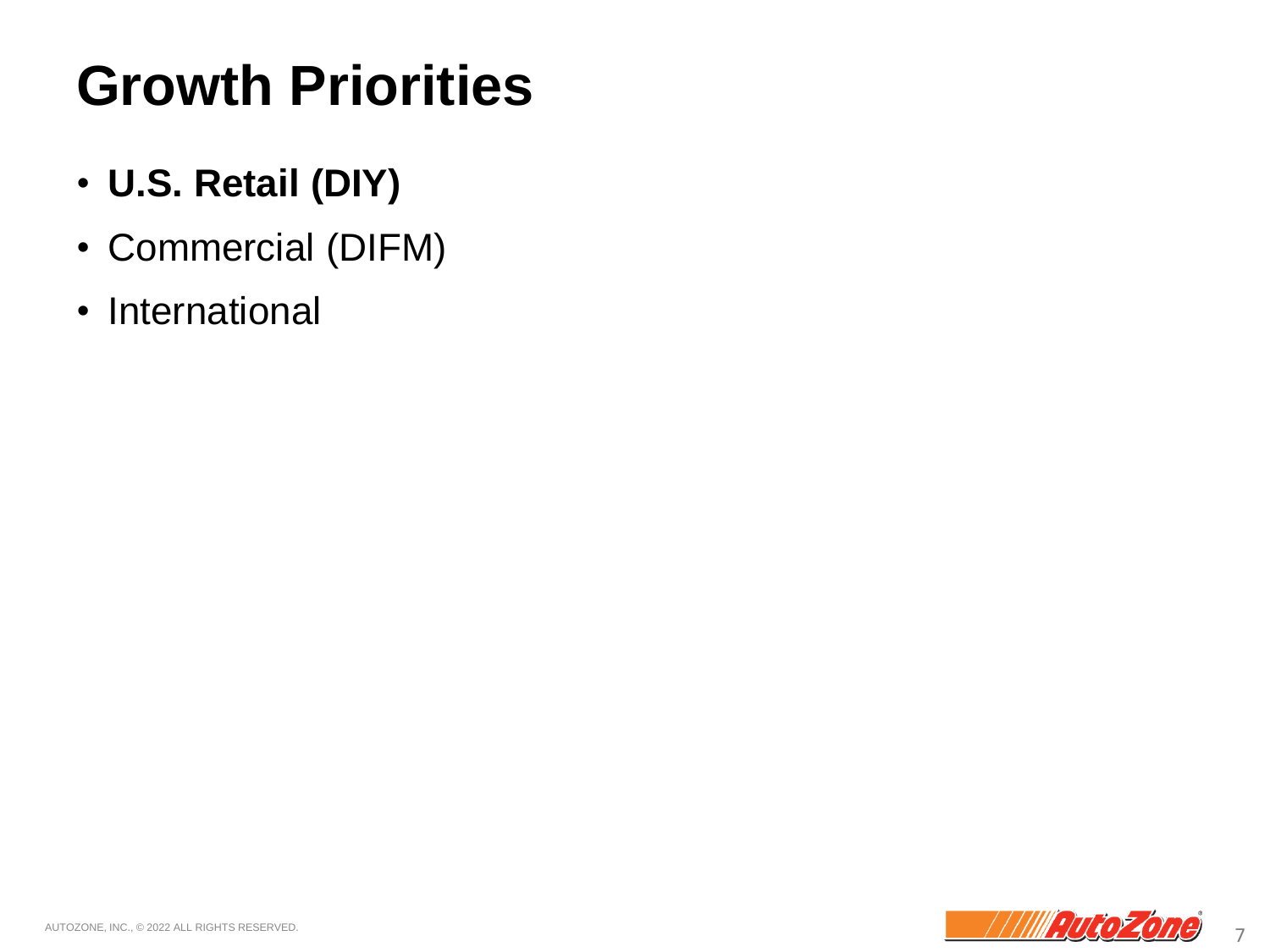# Growth Priorities

- **U.S. Retail (DIY)**
- Commercial (DIFM)
- International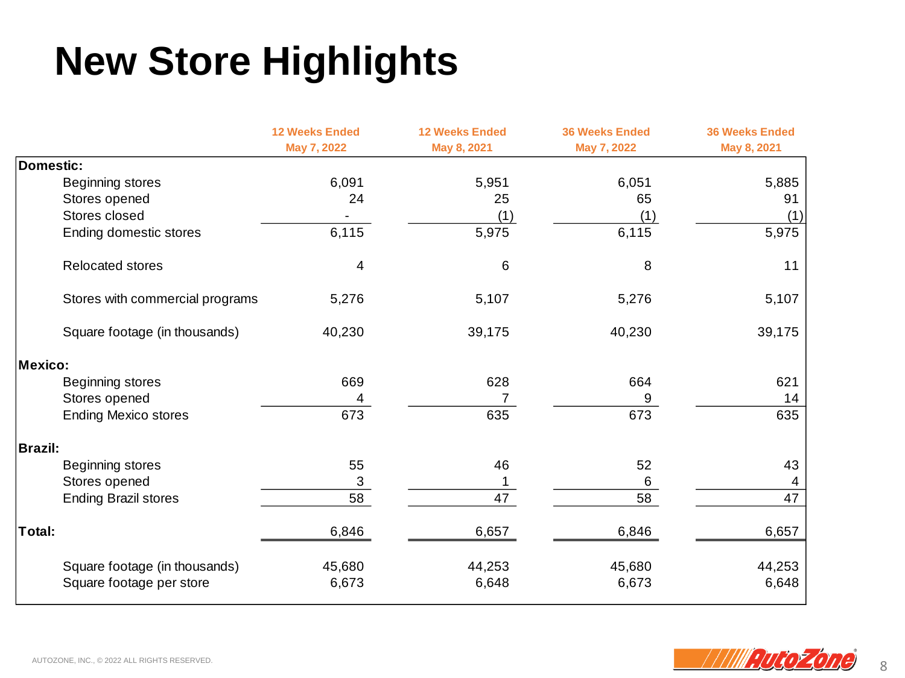# New Store Highlights

| | 12 Weeks Ended May 7, 2022 | 12 Weeks Ended May 8, 2021 | 36 Weeks Ended May 7, 2022 | 36 Weeks Ended May 8, 2021 |
|---|---|---|---|---|
| **Domestic:** | | | | |
| Beginning stores | 6,091 | 5,951 | 6,051 | 5,885 |
| Stores opened | 24 | 25 | 65 | 91 |
| Stores closed | - | (1) | (1) | (1) |
| Ending domestic stores | 6,115 | 5,975 | 6,115 | 5,975 |
| Relocated stores | 4 | 6 | 8 | 11 |
| Stores with commercial programs | 5,276 | 5,107 | 5,276 | 5,107 |
| Square footage (in thousands) | 40,230 | 39,175 | 40,230 | 39,175 |
| **Mexico:** | | | | |
| Beginning stores | 669 | 628 | 664 | 621 |
| Stores opened | 4 | 7 | 9 | 14 |
| Ending Mexico stores | 673 | 635 | 673 | 635 |
| **Brazil:** | | | | |
| Beginning stores | 55 | 46 | 52 | 43 |
| Stores opened | 3 | 1 | 6 | 4 |
| Ending Brazil stores | 58 | 47 | 58 | 47 |
| **Total:** | 6,846 | 6,657 | 6,846 | 6,657 |
| Square footage (in thousands) | 45,680 | 44,253 | 45,680 | 44,253 |
| Square footage per store | 6,673 | 6,648 | 6,673 | 6,648 |

AUTOZONE, INC., © 2022 ALL RIGHTS RESERVED.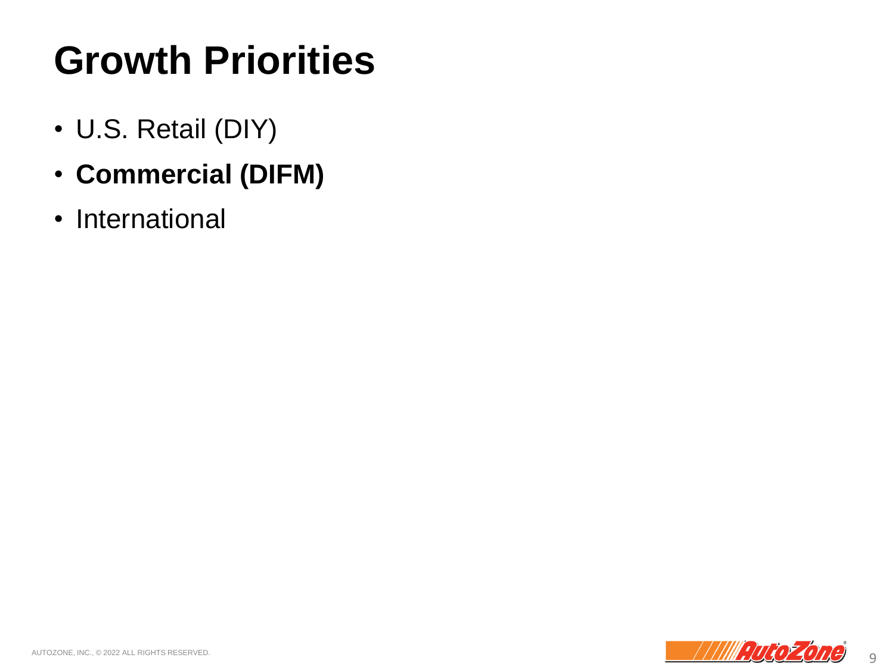# Growth Priorities

- U.S. Retail (DIY)
- **Commercial (DIFM)**
- International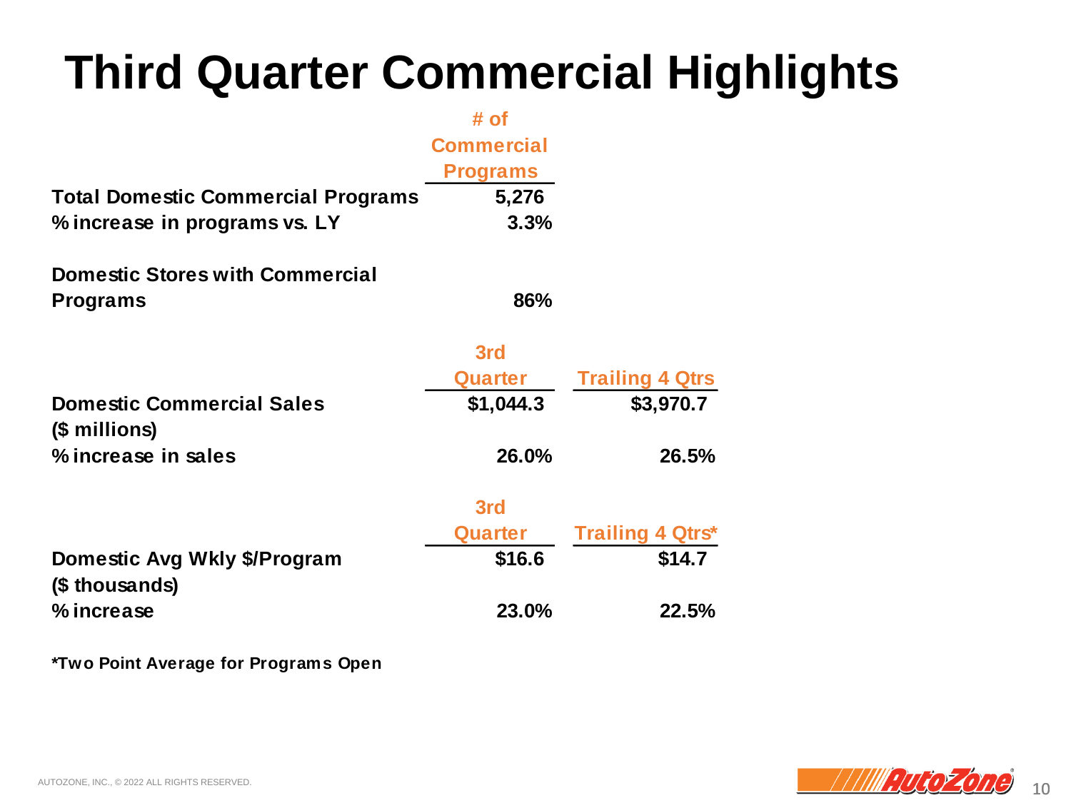# Third Quarter Commercial Highlights

| | # of Commercial Programs |
|---|---|
| **Total Domestic Commercial Programs** | **5,276** |
| **% increase in programs vs. LY** | **3.3%** |
| | |
| **Domestic Stores with Commercial Programs** | **86%** |

| | 3rd Quarter | Trailing 4 Qtrs |
|---|---|---|
| **Domestic Commercial Sales ($ millions)** | **$1,044.3** | **$3,970.7** |
| **% increase in sales** | **26.0%** | **26.5%** |

| | 3rd Quarter | Trailing 4 Qtrs* |
|---|---|---|
| **Domestic Avg Wkly $/Program ($ thousands)** | **$16.6** | **$14.7** |
| **% increase** | **23.0%** | **22.5%** |

**\*Two Point Average for Programs Open**

AUTOZONE, INC., © 2022 ALL RIGHTS RESERVED.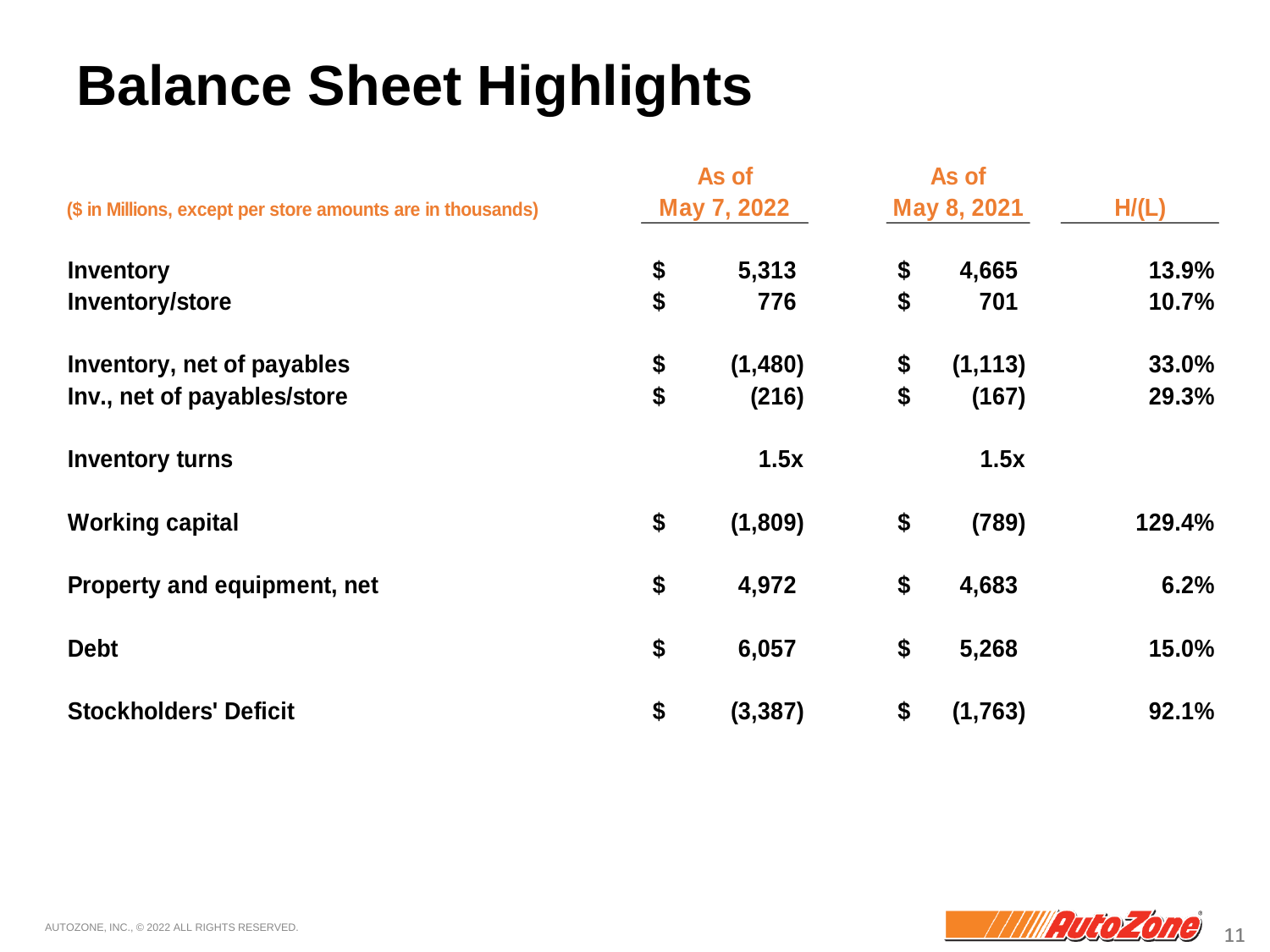# Balance Sheet Highlights

| ($ in Millions, except per store amounts are in thousands) | As of May 7, 2022 | As of May 8, 2021 | H/(L) |
|---|---|---|---|
| **Inventory** | $ 5,313 | $ 4,665 | 13.9% |
| **Inventory/store** | $ 776 | $ 701 | 10.7% |
| **Inventory, net of payables** | $ (1,480) | $ (1,113) | 33.0% |
| **Inv., net of payables/store** | $ (216) | $ (167) | 29.3% |
| **Inventory turns** | 1.5x | 1.5x | |
| **Working capital** | $ (1,809) | $ (789) | 129.4% |
| **Property and equipment, net** | $ 4,972 | $ 4,683 | 6.2% |
| **Debt** | $ 6,057 | $ 5,268 | 15.0% |
| **Stockholders' Deficit** | $ (3,387) | $ (1,763) | 92.1% |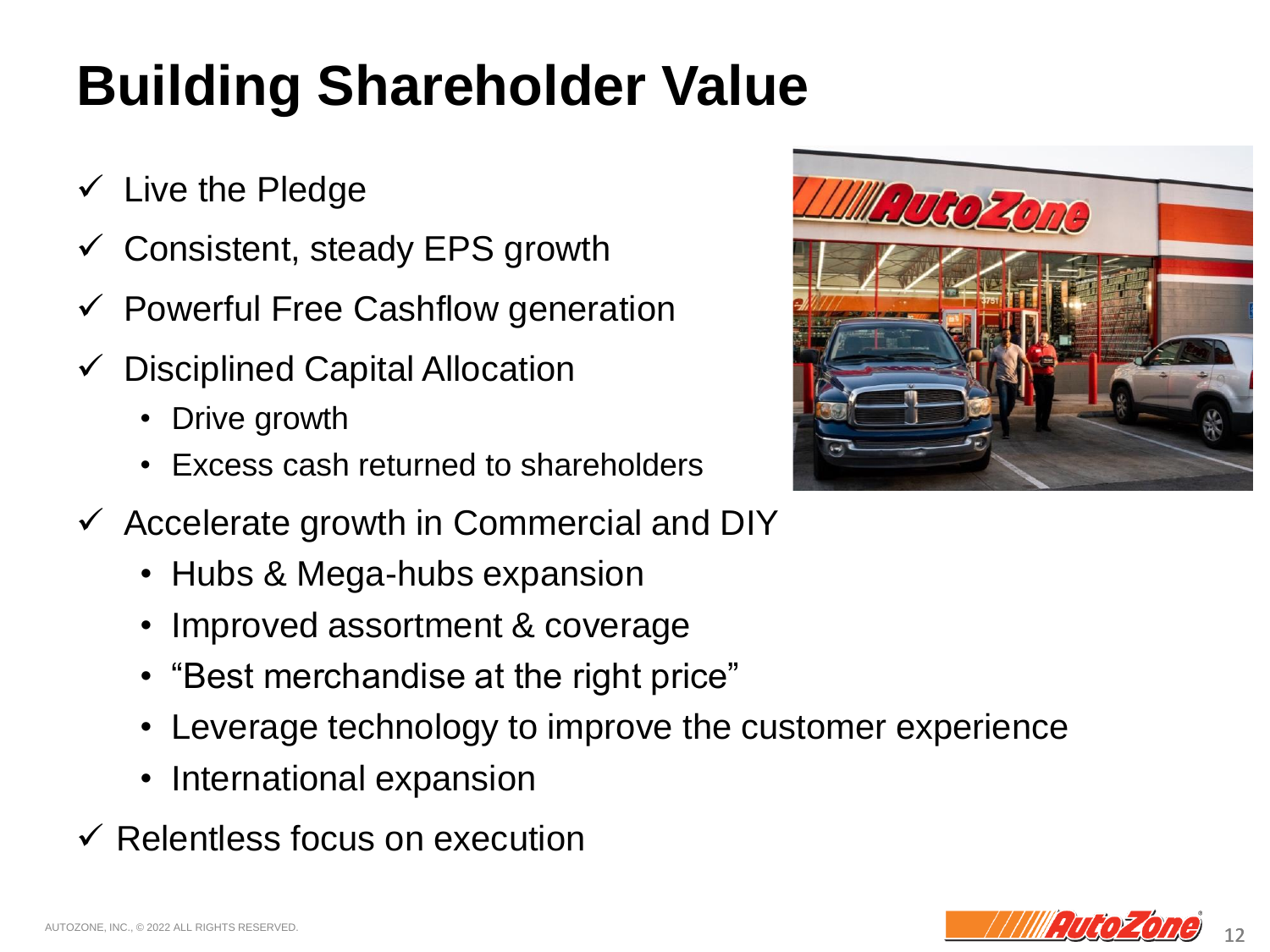# Building Shareholder Value

- ✓ Live the Pledge
- ✓ Consistent, steady EPS growth
- ✓ Powerful Free Cashflow generation
- ✓ Disciplined Capital Allocation
  - Drive growth
  - Excess cash returned to shareholders
- ✓ Accelerate growth in Commercial and DIY
  - Hubs & Mega-hubs expansion
  - Improved assortment & coverage
  - "Best merchandise at the right price"
  - Leverage technology to improve the customer experience
  - International expansion
- ✓ Relentless focus on execution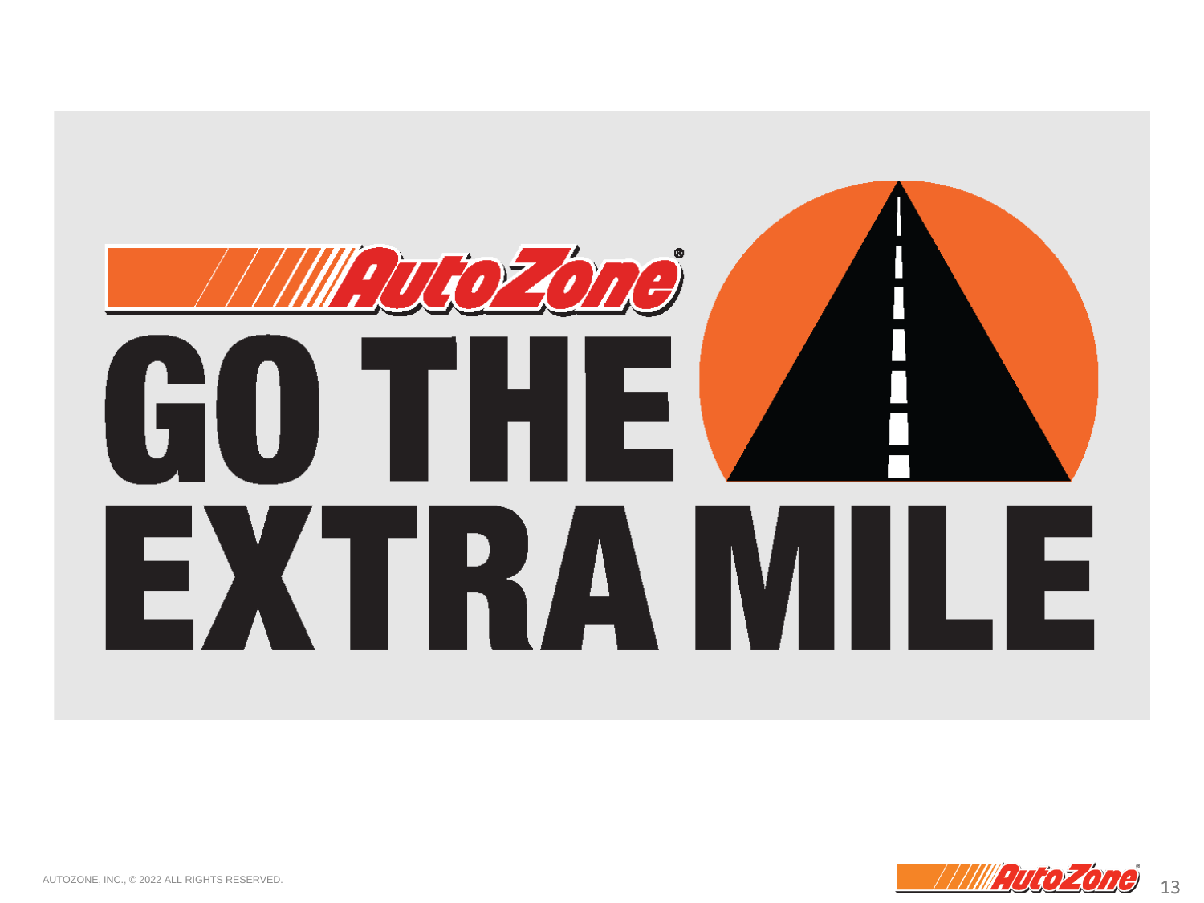AutoZone

# GO THE EXTRA MILE